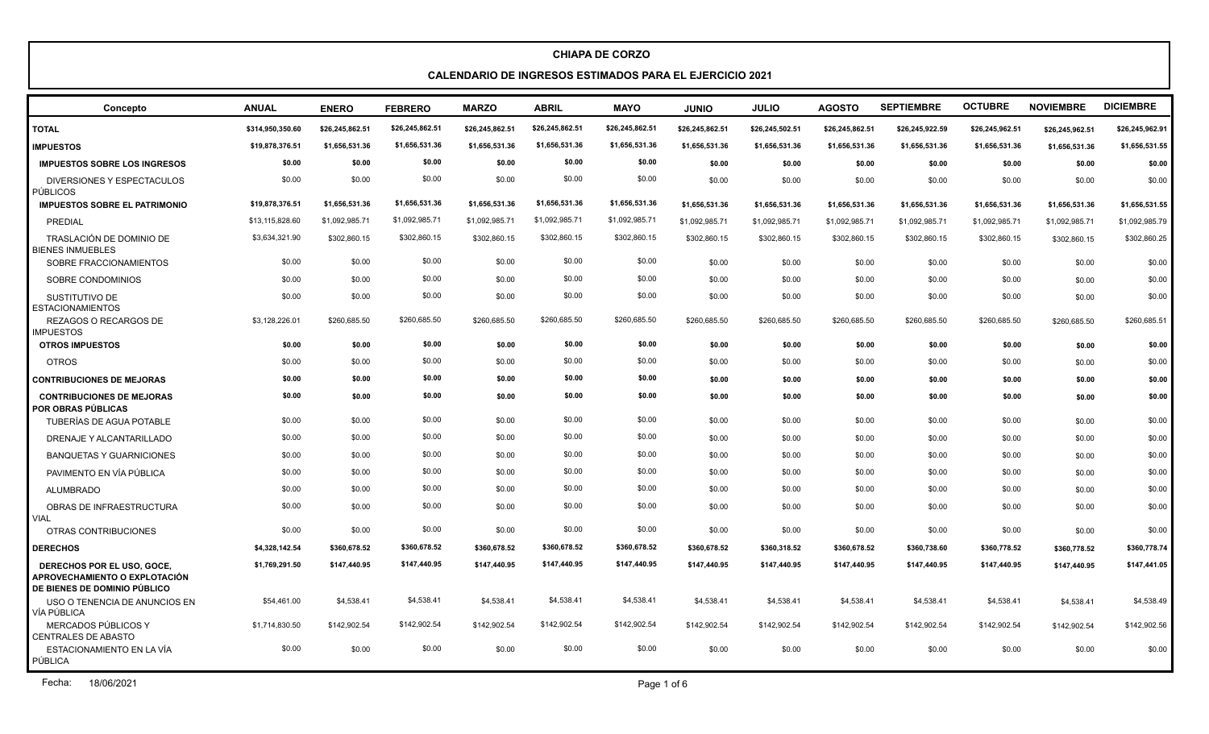# CHIAPA DE CORZO

## CALENDARIO DE INGRESOS ESTIMADOS PARA EL EJERCICIO 2021

| Concepto | ANUAL | ENERO | FEBRERO | MARZO | ABRIL | MAYO | JUNIO | JULIO | AGOSTO | SEPTIEMBRE | OCTUBRE | NOVIEMBRE | DICIEMBRE |
|---|---|---|---|---|---|---|---|---|---|---|---|---|---|
| **TOTAL** | **$314,950,350.60** | **$26,245,862.51** | **$26,245,862.51** | **$26,245,862.51** | **$26,245,862.51** | **$26,245,862.51** | **$26,245,862.51** | **$26,245,502.51** | **$26,245,862.51** | **$26,245,922.59** | **$26,245,962.51** | **$26,245,962.51** | **$26,245,962.91** |
| **IMPUESTOS** | **$19,878,376.51** | **$1,656,531.36** | **$1,656,531.36** | **$1,656,531.36** | **$1,656,531.36** | **$1,656,531.36** | **$1,656,531.36** | **$1,656,531.36** | **$1,656,531.36** | **$1,656,531.36** | **$1,656,531.36** | **$1,656,531.36** | **$1,656,531.55** |
| **IMPUESTOS SOBRE LOS INGRESOS** | **$0.00** | **$0.00** | **$0.00** | **$0.00** | **$0.00** | **$0.00** | **$0.00** | **$0.00** | **$0.00** | **$0.00** | **$0.00** | **$0.00** | **$0.00** |
| DIVERSIONES Y ESPECTACULOS PÚBLICOS | $0.00 | $0.00 | $0.00 | $0.00 | $0.00 | $0.00 | $0.00 | $0.00 | $0.00 | $0.00 | $0.00 | $0.00 | $0.00 |
| **IMPUESTOS SOBRE EL PATRIMONIO** | **$19,878,376.51** | **$1,656,531.36** | **$1,656,531.36** | **$1,656,531.36** | **$1,656,531.36** | **$1,656,531.36** | **$1,656,531.36** | **$1,656,531.36** | **$1,656,531.36** | **$1,656,531.36** | **$1,656,531.36** | **$1,656,531.36** | **$1,656,531.55** |
| PREDIAL | $13,115,828.60 | $1,092,985.71 | $1,092,985.71 | $1,092,985.71 | $1,092,985.71 | $1,092,985.71 | $1,092,985.71 | $1,092,985.71 | $1,092,985.71 | $1,092,985.71 | $1,092,985.71 | $1,092,985.71 | $1,092,985.79 |
| TRASLACIÓN DE DOMINIO DE BIENES INMUEBLES | $3,634,321.90 | $302,860.15 | $302,860.15 | $302,860.15 | $302,860.15 | $302,860.15 | $302,860.15 | $302,860.15 | $302,860.15 | $302,860.15 | $302,860.15 | $302,860.15 | $302,860.25 |
| SOBRE FRACCIONAMIENTOS | $0.00 | $0.00 | $0.00 | $0.00 | $0.00 | $0.00 | $0.00 | $0.00 | $0.00 | $0.00 | $0.00 | $0.00 | $0.00 |
| SOBRE CONDOMINIOS | $0.00 | $0.00 | $0.00 | $0.00 | $0.00 | $0.00 | $0.00 | $0.00 | $0.00 | $0.00 | $0.00 | $0.00 | $0.00 |
| SUSTITUTIVO DE ESTACIONAMIENTOS | $0.00 | $0.00 | $0.00 | $0.00 | $0.00 | $0.00 | $0.00 | $0.00 | $0.00 | $0.00 | $0.00 | $0.00 | $0.00 |
| REZAGOS O RECARGOS DE IMPUESTOS | $3,128,226.01 | $260,685.50 | $260,685.50 | $260,685.50 | $260,685.50 | $260,685.50 | $260,685.50 | $260,685.50 | $260,685.50 | $260,685.50 | $260,685.50 | $260,685.50 | $260,685.51 |
| **OTROS IMPUESTOS** | **$0.00** | **$0.00** | **$0.00** | **$0.00** | **$0.00** | **$0.00** | **$0.00** | **$0.00** | **$0.00** | **$0.00** | **$0.00** | **$0.00** | **$0.00** |
| OTROS | $0.00 | $0.00 | $0.00 | $0.00 | $0.00 | $0.00 | $0.00 | $0.00 | $0.00 | $0.00 | $0.00 | $0.00 | $0.00 |
| **CONTRIBUCIONES DE MEJORAS** | **$0.00** | **$0.00** | **$0.00** | **$0.00** | **$0.00** | **$0.00** | **$0.00** | **$0.00** | **$0.00** | **$0.00** | **$0.00** | **$0.00** | **$0.00** |
| **CONTRIBUCIONES DE MEJORAS POR OBRAS PÚBLICAS** | **$0.00** | **$0.00** | **$0.00** | **$0.00** | **$0.00** | **$0.00** | **$0.00** | **$0.00** | **$0.00** | **$0.00** | **$0.00** | **$0.00** | **$0.00** |
| TUBERÍAS DE AGUA POTABLE | $0.00 | $0.00 | $0.00 | $0.00 | $0.00 | $0.00 | $0.00 | $0.00 | $0.00 | $0.00 | $0.00 | $0.00 | $0.00 |
| DRENAJE Y ALCANTARILLADO | $0.00 | $0.00 | $0.00 | $0.00 | $0.00 | $0.00 | $0.00 | $0.00 | $0.00 | $0.00 | $0.00 | $0.00 | $0.00 |
| BANQUETAS Y GUARNICIONES | $0.00 | $0.00 | $0.00 | $0.00 | $0.00 | $0.00 | $0.00 | $0.00 | $0.00 | $0.00 | $0.00 | $0.00 | $0.00 |
| PAVIMENTO EN VÍA PÚBLICA | $0.00 | $0.00 | $0.00 | $0.00 | $0.00 | $0.00 | $0.00 | $0.00 | $0.00 | $0.00 | $0.00 | $0.00 | $0.00 |
| ALUMBRADO | $0.00 | $0.00 | $0.00 | $0.00 | $0.00 | $0.00 | $0.00 | $0.00 | $0.00 | $0.00 | $0.00 | $0.00 | $0.00 |
| OBRAS DE INFRAESTRUCTURA VIAL | $0.00 | $0.00 | $0.00 | $0.00 | $0.00 | $0.00 | $0.00 | $0.00 | $0.00 | $0.00 | $0.00 | $0.00 | $0.00 |
| OTRAS CONTRIBUCIONES | $0.00 | $0.00 | $0.00 | $0.00 | $0.00 | $0.00 | $0.00 | $0.00 | $0.00 | $0.00 | $0.00 | $0.00 | $0.00 |
| **DERECHOS** | **$4,328,142.54** | **$360,678.52** | **$360,678.52** | **$360,678.52** | **$360,678.52** | **$360,678.52** | **$360,678.52** | **$360,318.52** | **$360,678.52** | **$360,738.60** | **$360,778.52** | **$360,778.52** | **$360,778.74** |
| **DERECHOS POR EL USO, GOCE, APROVECHAMIENTO O EXPLOTACIÓN DE BIENES DE DOMINIO PÚBLICO** | **$1,769,291.50** | **$147,440.95** | **$147,440.95** | **$147,440.95** | **$147,440.95** | **$147,440.95** | **$147,440.95** | **$147,440.95** | **$147,440.95** | **$147,440.95** | **$147,440.95** | **$147,440.95** | **$147,441.05** |
| USO O TENENCIA DE ANUNCIOS EN VÍA PÚBLICA | $54,461.00 | $4,538.41 | $4,538.41 | $4,538.41 | $4,538.41 | $4,538.41 | $4,538.41 | $4,538.41 | $4,538.41 | $4,538.41 | $4,538.41 | $4,538.41 | $4,538.49 |
| MERCADOS PÚBLICOS Y CENTRALES DE ABASTO | $1,714,830.50 | $142,902.54 | $142,902.54 | $142,902.54 | $142,902.54 | $142,902.54 | $142,902.54 | $142,902.54 | $142,902.54 | $142,902.54 | $142,902.54 | $142,902.54 | $142,902.56 |
| ESTACIONAMIENTO EN LA VÍA PÚBLICA | $0.00 | $0.00 | $0.00 | $0.00 | $0.00 | $0.00 | $0.00 | $0.00 | $0.00 | $0.00 | $0.00 | $0.00 | $0.00 |

Fecha: 18/06/2021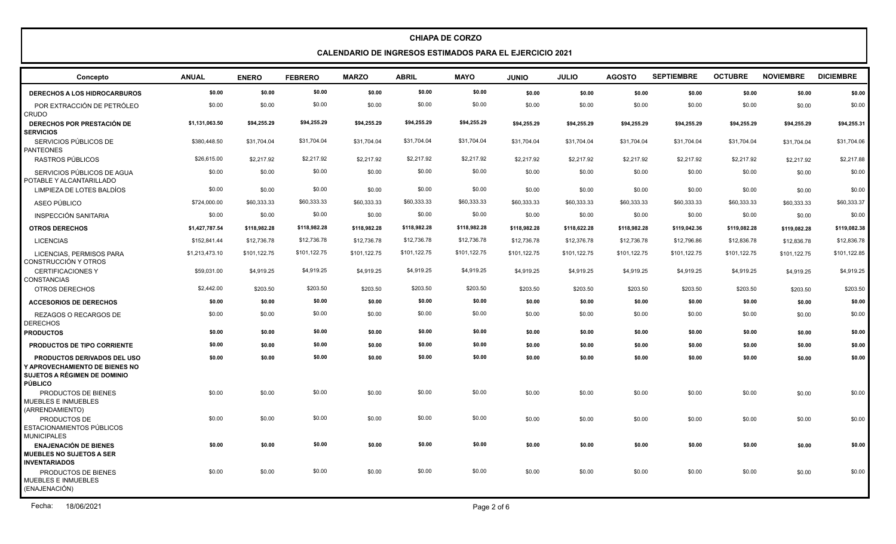# CHIAPA DE CORZO

## CALENDARIO DE INGRESOS ESTIMADOS PARA EL EJERCICIO 2021

| Concepto | ANUAL | ENERO | FEBRERO | MARZO | ABRIL | MAYO | JUNIO | JULIO | AGOSTO | SEPTIEMBRE | OCTUBRE | NOVIEMBRE | DICIEMBRE |
|---|---|---|---|---|---|---|---|---|---|---|---|---|---|
| **DERECHOS A LOS HIDROCARBUROS** | **$0.00** | **$0.00** | **$0.00** | **$0.00** | **$0.00** | **$0.00** | **$0.00** | **$0.00** | **$0.00** | **$0.00** | **$0.00** | **$0.00** | **$0.00** |
| POR EXTRACCIÓN DE PETRÓLEO CRUDO | $0.00 | $0.00 | $0.00 | $0.00 | $0.00 | $0.00 | $0.00 | $0.00 | $0.00 | $0.00 | $0.00 | $0.00 | $0.00 |
| **DERECHOS POR PRESTACIÓN DE SERVICIOS** | **$1,131,063.50** | **$94,255.29** | **$94,255.29** | **$94,255.29** | **$94,255.29** | **$94,255.29** | **$94,255.29** | **$94,255.29** | **$94,255.29** | **$94,255.29** | **$94,255.29** | **$94,255.29** | **$94,255.31** |
| SERVICIOS PÚBLICOS DE PANTEONES | $380,448.50 | $31,704.04 | $31,704.04 | $31,704.04 | $31,704.04 | $31,704.04 | $31,704.04 | $31,704.04 | $31,704.04 | $31,704.04 | $31,704.04 | $31,704.04 | $31,704.06 |
| RASTROS PÚBLICOS | $26,615.00 | $2,217.92 | $2,217.92 | $2,217.92 | $2,217.92 | $2,217.92 | $2,217.92 | $2,217.92 | $2,217.92 | $2,217.92 | $2,217.92 | $2,217.92 | $2,217.88 |
| SERVICIOS PÚBLICOS DE AGUA POTABLE Y ALCANTARILLADO | $0.00 | $0.00 | $0.00 | $0.00 | $0.00 | $0.00 | $0.00 | $0.00 | $0.00 | $0.00 | $0.00 | $0.00 | $0.00 |
| LIMPIEZA DE LOTES BALDÍOS | $0.00 | $0.00 | $0.00 | $0.00 | $0.00 | $0.00 | $0.00 | $0.00 | $0.00 | $0.00 | $0.00 | $0.00 | $0.00 |
| ASEO PÚBLICO | $724,000.00 | $60,333.33 | $60,333.33 | $60,333.33 | $60,333.33 | $60,333.33 | $60,333.33 | $60,333.33 | $60,333.33 | $60,333.33 | $60,333.33 | $60,333.33 | $60,333.37 |
| INSPECCIÓN SANITARIA | $0.00 | $0.00 | $0.00 | $0.00 | $0.00 | $0.00 | $0.00 | $0.00 | $0.00 | $0.00 | $0.00 | $0.00 | $0.00 |
| **OTROS DERECHOS** | **$1,427,787.54** | **$118,982.28** | **$118,982.28** | **$118,982.28** | **$118,982.28** | **$118,982.28** | **$118,982.28** | **$118,622.28** | **$118,982.28** | **$119,042.36** | **$119,082.28** | **$119,082.28** | **$119,082.38** |
| LICENCIAS | $152,841.44 | $12,736.78 | $12,736.78 | $12,736.78 | $12,736.78 | $12,736.78 | $12,736.78 | $12,376.78 | $12,736.78 | $12,796.86 | $12,836.78 | $12,836.78 | $12,836.78 |
| LICENCIAS, PERMISOS PARA CONSTRUCCIÓN Y OTROS | $1,213,473.10 | $101,122.75 | $101,122.75 | $101,122.75 | $101,122.75 | $101,122.75 | $101,122.75 | $101,122.75 | $101,122.75 | $101,122.75 | $101,122.75 | $101,122.75 | $101,122.85 |
| CERTIFICACIONES Y CONSTANCIAS | $59,031.00 | $4,919.25 | $4,919.25 | $4,919.25 | $4,919.25 | $4,919.25 | $4,919.25 | $4,919.25 | $4,919.25 | $4,919.25 | $4,919.25 | $4,919.25 | $4,919.25 |
| OTROS DERECHOS | $2,442.00 | $203.50 | $203.50 | $203.50 | $203.50 | $203.50 | $203.50 | $203.50 | $203.50 | $203.50 | $203.50 | $203.50 | $203.50 |
| **ACCESORIOS DE DERECHOS** | **$0.00** | **$0.00** | **$0.00** | **$0.00** | **$0.00** | **$0.00** | **$0.00** | **$0.00** | **$0.00** | **$0.00** | **$0.00** | **$0.00** | **$0.00** |
| REZAGOS O RECARGOS DE DERECHOS | $0.00 | $0.00 | $0.00 | $0.00 | $0.00 | $0.00 | $0.00 | $0.00 | $0.00 | $0.00 | $0.00 | $0.00 | $0.00 |
| **PRODUCTOS** | **$0.00** | **$0.00** | **$0.00** | **$0.00** | **$0.00** | **$0.00** | **$0.00** | **$0.00** | **$0.00** | **$0.00** | **$0.00** | **$0.00** | **$0.00** |
| **PRODUCTOS DE TIPO CORRIENTE** | **$0.00** | **$0.00** | **$0.00** | **$0.00** | **$0.00** | **$0.00** | **$0.00** | **$0.00** | **$0.00** | **$0.00** | **$0.00** | **$0.00** | **$0.00** |
| **PRODUCTOS DERIVADOS DEL USO Y APROVECHAMIENTO DE BIENES NO SUJETOS A RÉGIMEN DE DOMINIO PÚBLICO** | **$0.00** | **$0.00** | **$0.00** | **$0.00** | **$0.00** | **$0.00** | **$0.00** | **$0.00** | **$0.00** | **$0.00** | **$0.00** | **$0.00** | **$0.00** |
| PRODUCTOS DE BIENES MUEBLES E INMUEBLES (ARRENDAMIENTO) | $0.00 | $0.00 | $0.00 | $0.00 | $0.00 | $0.00 | $0.00 | $0.00 | $0.00 | $0.00 | $0.00 | $0.00 | $0.00 |
| PRODUCTOS DE ESTACIONAMIENTOS PÚBLICOS MUNICIPALES | $0.00 | $0.00 | $0.00 | $0.00 | $0.00 | $0.00 | $0.00 | $0.00 | $0.00 | $0.00 | $0.00 | $0.00 | $0.00 |
| **ENAJENACIÓN DE BIENES MUEBLES NO SUJETOS A SER INVENTARIADOS** | **$0.00** | **$0.00** | **$0.00** | **$0.00** | **$0.00** | **$0.00** | **$0.00** | **$0.00** | **$0.00** | **$0.00** | **$0.00** | **$0.00** | **$0.00** |
| PRODUCTOS DE BIENES MUEBLES E INMUEBLES (ENAJENACIÓN) | $0.00 | $0.00 | $0.00 | $0.00 | $0.00 | $0.00 | $0.00 | $0.00 | $0.00 | $0.00 | $0.00 | $0.00 | $0.00 |

Fecha: 18/06/2021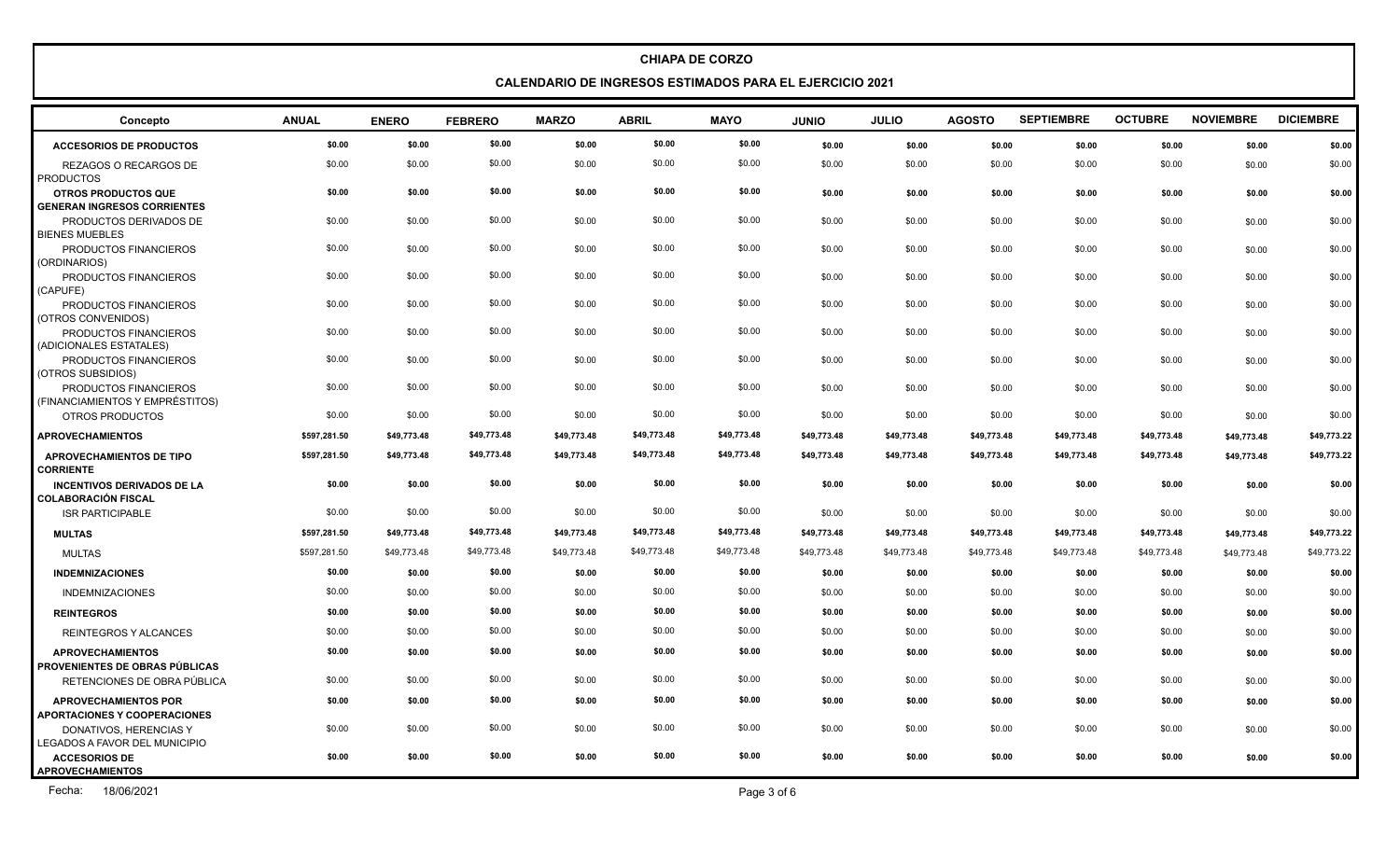# CHIAPA DE CORZO

## CALENDARIO DE INGRESOS ESTIMADOS PARA EL EJERCICIO 2021

| Concepto | ANUAL | ENERO | FEBRERO | MARZO | ABRIL | MAYO | JUNIO | JULIO | AGOSTO | SEPTIEMBRE | OCTUBRE | NOVIEMBRE | DICIEMBRE |
|---|---|---|---|---|---|---|---|---|---|---|---|---|---|
| **ACCESORIOS DE PRODUCTOS** | **$0.00** | **$0.00** | **$0.00** | **$0.00** | **$0.00** | **$0.00** | **$0.00** | **$0.00** | **$0.00** | **$0.00** | **$0.00** | **$0.00** | **$0.00** |
| REZAGOS O RECARGOS DE PRODUCTOS | $0.00 | $0.00 | $0.00 | $0.00 | $0.00 | $0.00 | $0.00 | $0.00 | $0.00 | $0.00 | $0.00 | $0.00 | $0.00 |
| **OTROS PRODUCTOS QUE GENERAN INGRESOS CORRIENTES** | **$0.00** | **$0.00** | **$0.00** | **$0.00** | **$0.00** | **$0.00** | **$0.00** | **$0.00** | **$0.00** | **$0.00** | **$0.00** | **$0.00** | **$0.00** |
| PRODUCTOS DERIVADOS DE BIENES MUEBLES | $0.00 | $0.00 | $0.00 | $0.00 | $0.00 | $0.00 | $0.00 | $0.00 | $0.00 | $0.00 | $0.00 | $0.00 | $0.00 |
| PRODUCTOS FINANCIEROS (ORDINARIOS) | $0.00 | $0.00 | $0.00 | $0.00 | $0.00 | $0.00 | $0.00 | $0.00 | $0.00 | $0.00 | $0.00 | $0.00 | $0.00 |
| PRODUCTOS FINANCIEROS (CAPUFE) | $0.00 | $0.00 | $0.00 | $0.00 | $0.00 | $0.00 | $0.00 | $0.00 | $0.00 | $0.00 | $0.00 | $0.00 | $0.00 |
| PRODUCTOS FINANCIEROS (OTROS CONVENIDOS) | $0.00 | $0.00 | $0.00 | $0.00 | $0.00 | $0.00 | $0.00 | $0.00 | $0.00 | $0.00 | $0.00 | $0.00 | $0.00 |
| PRODUCTOS FINANCIEROS (ADICIONALES ESTATALES) | $0.00 | $0.00 | $0.00 | $0.00 | $0.00 | $0.00 | $0.00 | $0.00 | $0.00 | $0.00 | $0.00 | $0.00 | $0.00 |
| PRODUCTOS FINANCIEROS (OTROS SUBSIDIOS) | $0.00 | $0.00 | $0.00 | $0.00 | $0.00 | $0.00 | $0.00 | $0.00 | $0.00 | $0.00 | $0.00 | $0.00 | $0.00 |
| PRODUCTOS FINANCIEROS (FINANCIAMIENTOS Y EMPRÉSTITOS) | $0.00 | $0.00 | $0.00 | $0.00 | $0.00 | $0.00 | $0.00 | $0.00 | $0.00 | $0.00 | $0.00 | $0.00 | $0.00 |
| OTROS PRODUCTOS | $0.00 | $0.00 | $0.00 | $0.00 | $0.00 | $0.00 | $0.00 | $0.00 | $0.00 | $0.00 | $0.00 | $0.00 | $0.00 |
| **APROVECHAMIENTOS** | **$597,281.50** | **$49,773.48** | **$49,773.48** | **$49,773.48** | **$49,773.48** | **$49,773.48** | **$49,773.48** | **$49,773.48** | **$49,773.48** | **$49,773.48** | **$49,773.48** | **$49,773.48** | **$49,773.22** |
| **APROVECHAMIENTOS DE TIPO CORRIENTE** | **$597,281.50** | **$49,773.48** | **$49,773.48** | **$49,773.48** | **$49,773.48** | **$49,773.48** | **$49,773.48** | **$49,773.48** | **$49,773.48** | **$49,773.48** | **$49,773.48** | **$49,773.48** | **$49,773.22** |
| **INCENTIVOS DERIVADOS DE LA COLABORACIÓN FISCAL** | **$0.00** | **$0.00** | **$0.00** | **$0.00** | **$0.00** | **$0.00** | **$0.00** | **$0.00** | **$0.00** | **$0.00** | **$0.00** | **$0.00** | **$0.00** |
| ISR PARTICIPABLE | $0.00 | $0.00 | $0.00 | $0.00 | $0.00 | $0.00 | $0.00 | $0.00 | $0.00 | $0.00 | $0.00 | $0.00 | $0.00 |
| **MULTAS** | **$597,281.50** | **$49,773.48** | **$49,773.48** | **$49,773.48** | **$49,773.48** | **$49,773.48** | **$49,773.48** | **$49,773.48** | **$49,773.48** | **$49,773.48** | **$49,773.48** | **$49,773.48** | **$49,773.22** |
| MULTAS | $597,281.50 | $49,773.48 | $49,773.48 | $49,773.48 | $49,773.48 | $49,773.48 | $49,773.48 | $49,773.48 | $49,773.48 | $49,773.48 | $49,773.48 | $49,773.48 | $49,773.22 |
| **INDEMNIZACIONES** | **$0.00** | **$0.00** | **$0.00** | **$0.00** | **$0.00** | **$0.00** | **$0.00** | **$0.00** | **$0.00** | **$0.00** | **$0.00** | **$0.00** | **$0.00** |
| INDEMNIZACIONES | $0.00 | $0.00 | $0.00 | $0.00 | $0.00 | $0.00 | $0.00 | $0.00 | $0.00 | $0.00 | $0.00 | $0.00 | $0.00 |
| **REINTEGROS** | **$0.00** | **$0.00** | **$0.00** | **$0.00** | **$0.00** | **$0.00** | **$0.00** | **$0.00** | **$0.00** | **$0.00** | **$0.00** | **$0.00** | **$0.00** |
| REINTEGROS Y ALCANCES | $0.00 | $0.00 | $0.00 | $0.00 | $0.00 | $0.00 | $0.00 | $0.00 | $0.00 | $0.00 | $0.00 | $0.00 | $0.00 |
| **APROVECHAMIENTOS PROVENIENTES DE OBRAS PÚBLICAS** | **$0.00** | **$0.00** | **$0.00** | **$0.00** | **$0.00** | **$0.00** | **$0.00** | **$0.00** | **$0.00** | **$0.00** | **$0.00** | **$0.00** | **$0.00** |
| RETENCIONES DE OBRA PÚBLICA | $0.00 | $0.00 | $0.00 | $0.00 | $0.00 | $0.00 | $0.00 | $0.00 | $0.00 | $0.00 | $0.00 | $0.00 | $0.00 |
| **APROVECHAMIENTOS POR APORTACIONES Y COOPERACIONES** | **$0.00** | **$0.00** | **$0.00** | **$0.00** | **$0.00** | **$0.00** | **$0.00** | **$0.00** | **$0.00** | **$0.00** | **$0.00** | **$0.00** | **$0.00** |
| DONATIVOS, HERENCIAS Y LEGADOS A FAVOR DEL MUNICIPIO | $0.00 | $0.00 | $0.00 | $0.00 | $0.00 | $0.00 | $0.00 | $0.00 | $0.00 | $0.00 | $0.00 | $0.00 | $0.00 |
| **ACCESORIOS DE APROVECHAMIENTOS** | **$0.00** | **$0.00** | **$0.00** | **$0.00** | **$0.00** | **$0.00** | **$0.00** | **$0.00** | **$0.00** | **$0.00** | **$0.00** | **$0.00** | **$0.00** |

Fecha: 18/06/2021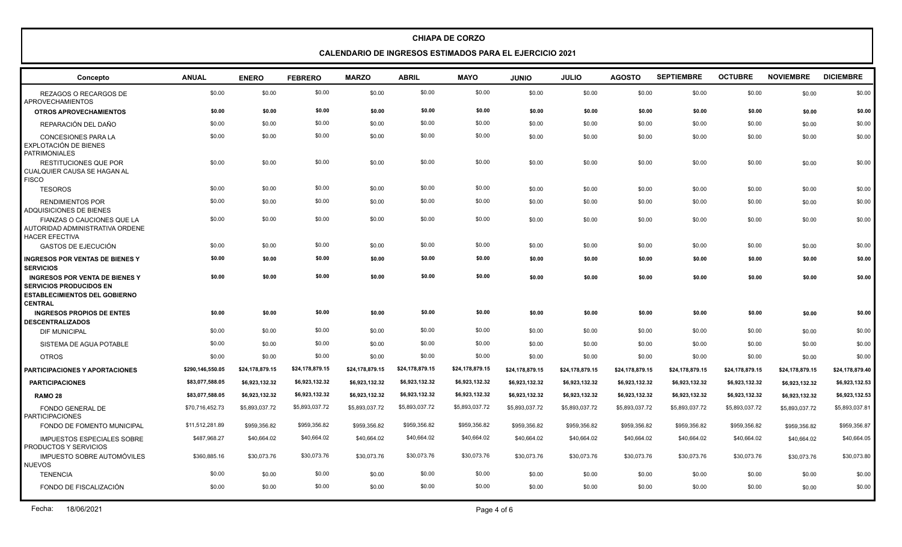# CHIAPA DE CORZO

## CALENDARIO DE INGRESOS ESTIMADOS PARA EL EJERCICIO 2021

| Concepto | ANUAL | ENERO | FEBRERO | MARZO | ABRIL | MAYO | JUNIO | JULIO | AGOSTO | SEPTIEMBRE | OCTUBRE | NOVIEMBRE | DICIEMBRE |
|---|---|---|---|---|---|---|---|---|---|---|---|---|---|
| REZAGOS O RECARGOS DE APROVECHAMIENTOS | $0.00 | $0.00 | $0.00 | $0.00 | $0.00 | $0.00 | $0.00 | $0.00 | $0.00 | $0.00 | $0.00 | $0.00 | $0.00 |
| **OTROS APROVECHAMIENTOS** | **$0.00** | **$0.00** | **$0.00** | **$0.00** | **$0.00** | **$0.00** | **$0.00** | **$0.00** | **$0.00** | **$0.00** | **$0.00** | **$0.00** | **$0.00** |
| REPARACIÓN DEL DAÑO | $0.00 | $0.00 | $0.00 | $0.00 | $0.00 | $0.00 | $0.00 | $0.00 | $0.00 | $0.00 | $0.00 | $0.00 | $0.00 |
| CONCESIONES PARA LA EXPLOTACIÓN DE BIENES PATRIMONIALES | $0.00 | $0.00 | $0.00 | $0.00 | $0.00 | $0.00 | $0.00 | $0.00 | $0.00 | $0.00 | $0.00 | $0.00 | $0.00 |
| RESTITUCIONES QUE POR CUALQUIER CAUSA SE HAGAN AL FISCO | $0.00 | $0.00 | $0.00 | $0.00 | $0.00 | $0.00 | $0.00 | $0.00 | $0.00 | $0.00 | $0.00 | $0.00 | $0.00 |
| TESOROS | $0.00 | $0.00 | $0.00 | $0.00 | $0.00 | $0.00 | $0.00 | $0.00 | $0.00 | $0.00 | $0.00 | $0.00 | $0.00 |
| RENDIMIENTOS POR ADQUISICIONES DE BIENES | $0.00 | $0.00 | $0.00 | $0.00 | $0.00 | $0.00 | $0.00 | $0.00 | $0.00 | $0.00 | $0.00 | $0.00 | $0.00 |
| FIANZAS O CAUCIONES QUE LA AUTORIDAD ADMINISTRATIVA ORDENE HACER EFECTIVA | $0.00 | $0.00 | $0.00 | $0.00 | $0.00 | $0.00 | $0.00 | $0.00 | $0.00 | $0.00 | $0.00 | $0.00 | $0.00 |
| GASTOS DE EJECUCIÓN | $0.00 | $0.00 | $0.00 | $0.00 | $0.00 | $0.00 | $0.00 | $0.00 | $0.00 | $0.00 | $0.00 | $0.00 | $0.00 |
| **INGRESOS POR VENTAS DE BIENES Y SERVICIOS** | **$0.00** | **$0.00** | **$0.00** | **$0.00** | **$0.00** | **$0.00** | **$0.00** | **$0.00** | **$0.00** | **$0.00** | **$0.00** | **$0.00** | **$0.00** |
| **INGRESOS POR VENTA DE BIENES Y SERVICIOS PRODUCIDOS EN ESTABLECIMIENTOS DEL GOBIERNO CENTRAL** | **$0.00** | **$0.00** | **$0.00** | **$0.00** | **$0.00** | **$0.00** | **$0.00** | **$0.00** | **$0.00** | **$0.00** | **$0.00** | **$0.00** | **$0.00** |
| **INGRESOS PROPIOS DE ENTES DESCENTRALIZADOS** | **$0.00** | **$0.00** | **$0.00** | **$0.00** | **$0.00** | **$0.00** | **$0.00** | **$0.00** | **$0.00** | **$0.00** | **$0.00** | **$0.00** | **$0.00** |
| DIF MUNICIPAL | $0.00 | $0.00 | $0.00 | $0.00 | $0.00 | $0.00 | $0.00 | $0.00 | $0.00 | $0.00 | $0.00 | $0.00 | $0.00 |
| SISTEMA DE AGUA POTABLE | $0.00 | $0.00 | $0.00 | $0.00 | $0.00 | $0.00 | $0.00 | $0.00 | $0.00 | $0.00 | $0.00 | $0.00 | $0.00 |
| OTROS | $0.00 | $0.00 | $0.00 | $0.00 | $0.00 | $0.00 | $0.00 | $0.00 | $0.00 | $0.00 | $0.00 | $0.00 | $0.00 |
| **PARTICIPACIONES Y APORTACIONES** | **$290,146,550.05** | **$24,178,879.15** | **$24,178,879.15** | **$24,178,879.15** | **$24,178,879.15** | **$24,178,879.15** | **$24,178,879.15** | **$24,178,879.15** | **$24,178,879.15** | **$24,178,879.15** | **$24,178,879.15** | **$24,178,879.15** | **$24,178,879.40** |
| **PARTICIPACIONES** | **$83,077,588.05** | **$6,923,132.32** | **$6,923,132.32** | **$6,923,132.32** | **$6,923,132.32** | **$6,923,132.32** | **$6,923,132.32** | **$6,923,132.32** | **$6,923,132.32** | **$6,923,132.32** | **$6,923,132.32** | **$6,923,132.32** | **$6,923,132.53** |
| **RAMO 28** | **$83,077,588.05** | **$6,923,132.32** | **$6,923,132.32** | **$6,923,132.32** | **$6,923,132.32** | **$6,923,132.32** | **$6,923,132.32** | **$6,923,132.32** | **$6,923,132.32** | **$6,923,132.32** | **$6,923,132.32** | **$6,923,132.32** | **$6,923,132.53** |
| FONDO GENERAL DE PARTICIPACIONES | $70,716,452.73 | $5,893,037.72 | $5,893,037.72 | $5,893,037.72 | $5,893,037.72 | $5,893,037.72 | $5,893,037.72 | $5,893,037.72 | $5,893,037.72 | $5,893,037.72 | $5,893,037.72 | $5,893,037.72 | $5,893,037.81 |
| FONDO DE FOMENTO MUNICIPAL | $11,512,281.89 | $959,356.82 | $959,356.82 | $959,356.82 | $959,356.82 | $959,356.82 | $959,356.82 | $959,356.82 | $959,356.82 | $959,356.82 | $959,356.82 | $959,356.82 | $959,356.87 |
| IMPUESTOS ESPECIALES SOBRE PRODUCTOS Y SERVICIOS | $487,968.27 | $40,664.02 | $40,664.02 | $40,664.02 | $40,664.02 | $40,664.02 | $40,664.02 | $40,664.02 | $40,664.02 | $40,664.02 | $40,664.02 | $40,664.02 | $40,664.05 |
| IMPUESTO SOBRE AUTOMÓVILES NUEVOS | $360,885.16 | $30,073.76 | $30,073.76 | $30,073.76 | $30,073.76 | $30,073.76 | $30,073.76 | $30,073.76 | $30,073.76 | $30,073.76 | $30,073.76 | $30,073.76 | $30,073.80 |
| TENENCIA | $0.00 | $0.00 | $0.00 | $0.00 | $0.00 | $0.00 | $0.00 | $0.00 | $0.00 | $0.00 | $0.00 | $0.00 | $0.00 |
| FONDO DE FISCALIZACIÓN | $0.00 | $0.00 | $0.00 | $0.00 | $0.00 | $0.00 | $0.00 | $0.00 | $0.00 | $0.00 | $0.00 | $0.00 | $0.00 |

Fecha: 18/06/2021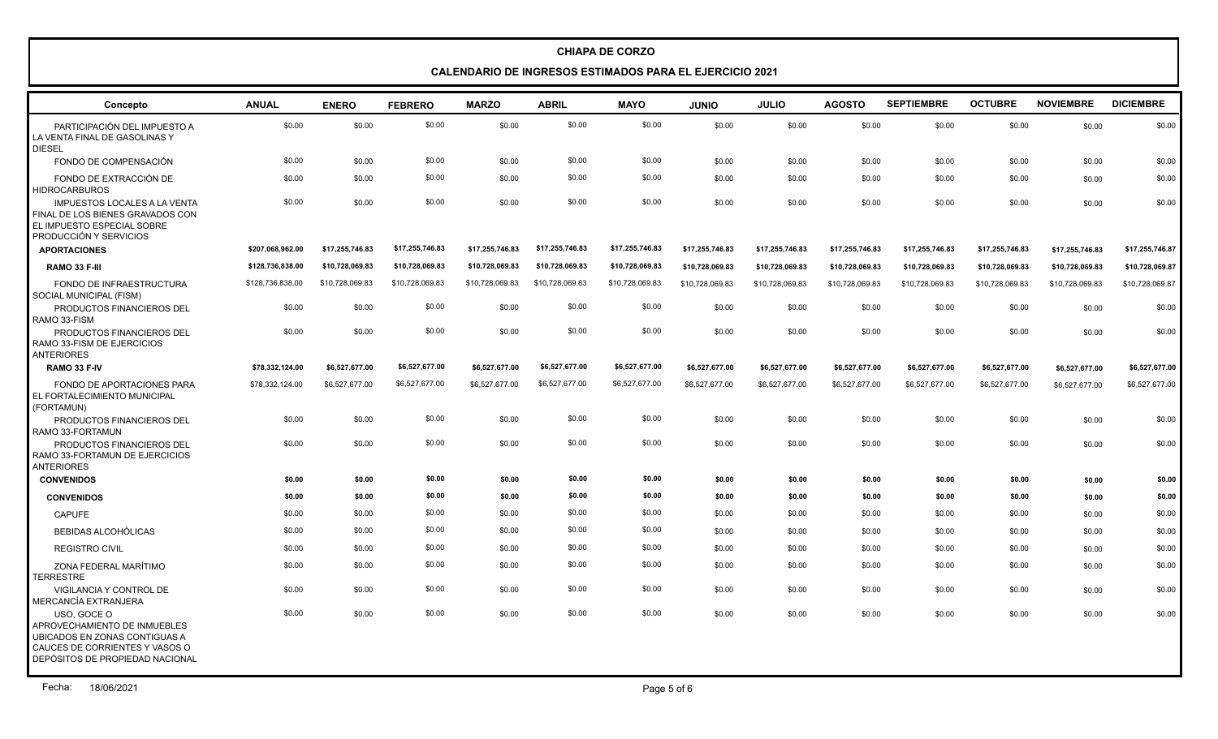# CHIAPA DE CORZO

## CALENDARIO DE INGRESOS ESTIMADOS PARA EL EJERCICIO 2021

| Concepto | ANUAL | ENERO | FEBRERO | MARZO | ABRIL | MAYO | JUNIO | JULIO | AGOSTO | SEPTIEMBRE | OCTUBRE | NOVIEMBRE | DICIEMBRE |
|---|---|---|---|---|---|---|---|---|---|---|---|---|---|
| PARTICIPACIÓN DEL IMPUESTO A LA VENTA FINAL DE GASOLINAS Y DIESEL | $0.00 | $0.00 | $0.00 | $0.00 | $0.00 | $0.00 | $0.00 | $0.00 | $0.00 | $0.00 | $0.00 | $0.00 | $0.00 |
| FONDO DE COMPENSACIÓN | $0.00 | $0.00 | $0.00 | $0.00 | $0.00 | $0.00 | $0.00 | $0.00 | $0.00 | $0.00 | $0.00 | $0.00 | $0.00 |
| FONDO DE EXTRACCIÓN DE HIDROCARBUROS | $0.00 | $0.00 | $0.00 | $0.00 | $0.00 | $0.00 | $0.00 | $0.00 | $0.00 | $0.00 | $0.00 | $0.00 | $0.00 |
| IMPUESTOS LOCALES A LA VENTA FINAL DE LOS BIENES GRAVADOS CON EL IMPUESTO ESPECIAL SOBRE PRODUCCIÓN Y SERVICIOS | $0.00 | $0.00 | $0.00 | $0.00 | $0.00 | $0.00 | $0.00 | $0.00 | $0.00 | $0.00 | $0.00 | $0.00 | $0.00 |
| **APORTACIONES** | **$207,068,962.00** | **$17,255,746.83** | **$17,255,746.83** | **$17,255,746.83** | **$17,255,746.83** | **$17,255,746.83** | **$17,255,746.83** | **$17,255,746.83** | **$17,255,746.83** | **$17,255,746.83** | **$17,255,746.83** | **$17,255,746.83** | **$17,255,746.87** |
| **RAMO 33 F-III** | **$128,736,838.00** | **$10,728,069.83** | **$10,728,069.83** | **$10,728,069.83** | **$10,728,069.83** | **$10,728,069.83** | **$10,728,069.83** | **$10,728,069.83** | **$10,728,069.83** | **$10,728,069.83** | **$10,728,069.83** | **$10,728,069.83** | **$10,728,069.87** |
| FONDO DE INFRAESTRUCTURA SOCIAL MUNICIPAL (FISM) | $128,736,838.00 | $10,728,069.83 | $10,728,069.83 | $10,728,069.83 | $10,728,069.83 | $10,728,069.83 | $10,728,069.83 | $10,728,069.83 | $10,728,069.83 | $10,728,069.83 | $10,728,069.83 | $10,728,069.83 | $10,728,069.87 |
| PRODUCTOS FINANCIEROS DEL RAMO 33-FISM | $0.00 | $0.00 | $0.00 | $0.00 | $0.00 | $0.00 | $0.00 | $0.00 | $0.00 | $0.00 | $0.00 | $0.00 | $0.00 |
| PRODUCTOS FINANCIEROS DEL RAMO 33-FISM DE EJERCICIOS ANTERIORES | $0.00 | $0.00 | $0.00 | $0.00 | $0.00 | $0.00 | $0.00 | $0.00 | $0.00 | $0.00 | $0.00 | $0.00 | $0.00 |
| **RAMO 33 F-IV** | **$78,332,124.00** | **$6,527,677.00** | **$6,527,677.00** | **$6,527,677.00** | **$6,527,677.00** | **$6,527,677.00** | **$6,527,677.00** | **$6,527,677.00** | **$6,527,677.00** | **$6,527,677.00** | **$6,527,677.00** | **$6,527,677.00** | **$6,527,677.00** |
| FONDO DE APORTACIONES PARA EL FORTALECIMIENTO MUNICIPAL (FORTAMUN) | $78,332,124.00 | $6,527,677.00 | $6,527,677.00 | $6,527,677.00 | $6,527,677.00 | $6,527,677.00 | $6,527,677.00 | $6,527,677.00 | $6,527,677.00 | $6,527,677.00 | $6,527,677.00 | $6,527,677.00 | $6,527,677.00 |
| PRODUCTOS FINANCIEROS DEL RAMO 33-FORTAMUN | $0.00 | $0.00 | $0.00 | $0.00 | $0.00 | $0.00 | $0.00 | $0.00 | $0.00 | $0.00 | $0.00 | $0.00 | $0.00 |
| PRODUCTOS FINANCIEROS DEL RAMO 33-FORTAMUN DE EJERCICIOS ANTERIORES | $0.00 | $0.00 | $0.00 | $0.00 | $0.00 | $0.00 | $0.00 | $0.00 | $0.00 | $0.00 | $0.00 | $0.00 | $0.00 |
| **CONVENIDOS** | **$0.00** | **$0.00** | **$0.00** | **$0.00** | **$0.00** | **$0.00** | **$0.00** | **$0.00** | **$0.00** | **$0.00** | **$0.00** | **$0.00** | **$0.00** |
| **CONVENIDOS** | **$0.00** | **$0.00** | **$0.00** | **$0.00** | **$0.00** | **$0.00** | **$0.00** | **$0.00** | **$0.00** | **$0.00** | **$0.00** | **$0.00** | **$0.00** |
| CAPUFE | $0.00 | $0.00 | $0.00 | $0.00 | $0.00 | $0.00 | $0.00 | $0.00 | $0.00 | $0.00 | $0.00 | $0.00 | $0.00 |
| BEBIDAS ALCOHÓLICAS | $0.00 | $0.00 | $0.00 | $0.00 | $0.00 | $0.00 | $0.00 | $0.00 | $0.00 | $0.00 | $0.00 | $0.00 | $0.00 |
| REGISTRO CIVIL | $0.00 | $0.00 | $0.00 | $0.00 | $0.00 | $0.00 | $0.00 | $0.00 | $0.00 | $0.00 | $0.00 | $0.00 | $0.00 |
| ZONA FEDERAL MARÍTIMO TERRESTRE | $0.00 | $0.00 | $0.00 | $0.00 | $0.00 | $0.00 | $0.00 | $0.00 | $0.00 | $0.00 | $0.00 | $0.00 | $0.00 |
| VIGILANCIA Y CONTROL DE MERCANCÍA EXTRANJERA | $0.00 | $0.00 | $0.00 | $0.00 | $0.00 | $0.00 | $0.00 | $0.00 | $0.00 | $0.00 | $0.00 | $0.00 | $0.00 |
| USO, GOCE O APROVECHAMIENTO DE INMUEBLES UBICADOS EN ZONAS CONTIGUAS A CAUCES DE CORRIENTES Y VASOS O DEPÓSITOS DE PROPIEDAD NACIONAL | $0.00 | $0.00 | $0.00 | $0.00 | $0.00 | $0.00 | $0.00 | $0.00 | $0.00 | $0.00 | $0.00 | $0.00 | $0.00 |

Fecha: 18/06/2021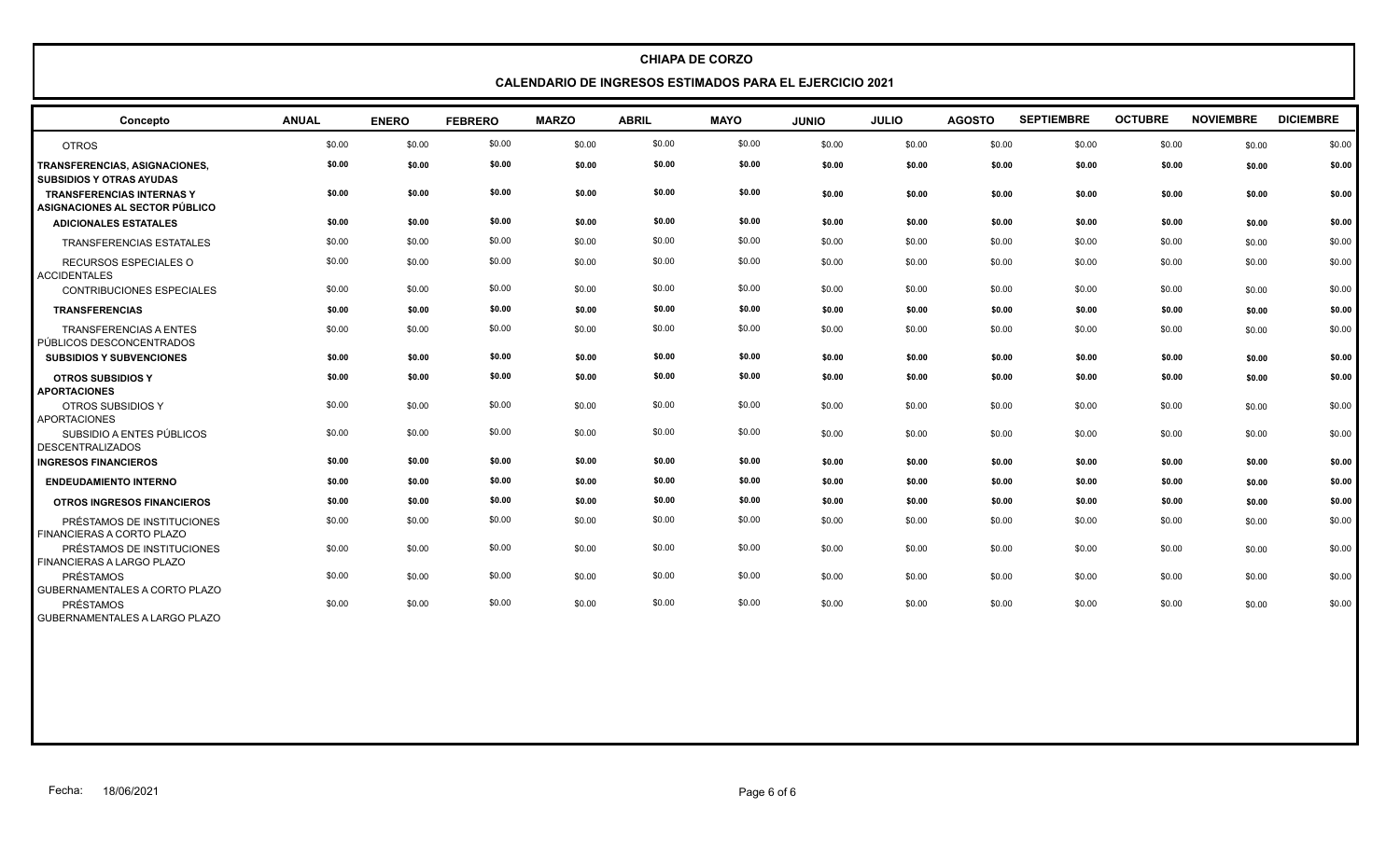# CHIAPA DE CORZO

## CALENDARIO DE INGRESOS ESTIMADOS PARA EL EJERCICIO 2021

| Concepto | ANUAL | ENERO | FEBRERO | MARZO | ABRIL | MAYO | JUNIO | JULIO | AGOSTO | SEPTIEMBRE | OCTUBRE | NOVIEMBRE | DICIEMBRE |
|---|---|---|---|---|---|---|---|---|---|---|---|---|---|
| OTROS | $0.00 | $0.00 | $0.00 | $0.00 | $0.00 | $0.00 | $0.00 | $0.00 | $0.00 | $0.00 | $0.00 | $0.00 | $0.00 |
| **TRANSFERENCIAS, ASIGNACIONES, SUBSIDIOS Y OTRAS AYUDAS** | **$0.00** | **$0.00** | **$0.00** | **$0.00** | **$0.00** | **$0.00** | **$0.00** | **$0.00** | **$0.00** | **$0.00** | **$0.00** | **$0.00** | **$0.00** |
| **TRANSFERENCIAS INTERNAS Y ASIGNACIONES AL SECTOR PÚBLICO** | **$0.00** | **$0.00** | **$0.00** | **$0.00** | **$0.00** | **$0.00** | **$0.00** | **$0.00** | **$0.00** | **$0.00** | **$0.00** | **$0.00** | **$0.00** |
| **ADICIONALES ESTATALES** | **$0.00** | **$0.00** | **$0.00** | **$0.00** | **$0.00** | **$0.00** | **$0.00** | **$0.00** | **$0.00** | **$0.00** | **$0.00** | **$0.00** | **$0.00** |
| TRANSFERENCIAS ESTATALES | $0.00 | $0.00 | $0.00 | $0.00 | $0.00 | $0.00 | $0.00 | $0.00 | $0.00 | $0.00 | $0.00 | $0.00 | $0.00 |
| RECURSOS ESPECIALES O ACCIDENTALES | $0.00 | $0.00 | $0.00 | $0.00 | $0.00 | $0.00 | $0.00 | $0.00 | $0.00 | $0.00 | $0.00 | $0.00 | $0.00 |
| CONTRIBUCIONES ESPECIALES | $0.00 | $0.00 | $0.00 | $0.00 | $0.00 | $0.00 | $0.00 | $0.00 | $0.00 | $0.00 | $0.00 | $0.00 | $0.00 |
| **TRANSFERENCIAS** | **$0.00** | **$0.00** | **$0.00** | **$0.00** | **$0.00** | **$0.00** | **$0.00** | **$0.00** | **$0.00** | **$0.00** | **$0.00** | **$0.00** | **$0.00** |
| TRANSFERENCIAS A ENTES PÚBLICOS DESCONCENTRADOS | $0.00 | $0.00 | $0.00 | $0.00 | $0.00 | $0.00 | $0.00 | $0.00 | $0.00 | $0.00 | $0.00 | $0.00 | $0.00 |
| **SUBSIDIOS Y SUBVENCIONES** | **$0.00** | **$0.00** | **$0.00** | **$0.00** | **$0.00** | **$0.00** | **$0.00** | **$0.00** | **$0.00** | **$0.00** | **$0.00** | **$0.00** | **$0.00** |
| **OTROS SUBSIDIOS Y APORTACIONES** | **$0.00** | **$0.00** | **$0.00** | **$0.00** | **$0.00** | **$0.00** | **$0.00** | **$0.00** | **$0.00** | **$0.00** | **$0.00** | **$0.00** | **$0.00** |
| OTROS SUBSIDIOS Y APORTACIONES | $0.00 | $0.00 | $0.00 | $0.00 | $0.00 | $0.00 | $0.00 | $0.00 | $0.00 | $0.00 | $0.00 | $0.00 | $0.00 |
| SUBSIDIO A ENTES PÚBLICOS DESCENTRALIZADOS | $0.00 | $0.00 | $0.00 | $0.00 | $0.00 | $0.00 | $0.00 | $0.00 | $0.00 | $0.00 | $0.00 | $0.00 | $0.00 |
| **INGRESOS FINANCIEROS** | **$0.00** | **$0.00** | **$0.00** | **$0.00** | **$0.00** | **$0.00** | **$0.00** | **$0.00** | **$0.00** | **$0.00** | **$0.00** | **$0.00** | **$0.00** |
| **ENDEUDAMIENTO INTERNO** | **$0.00** | **$0.00** | **$0.00** | **$0.00** | **$0.00** | **$0.00** | **$0.00** | **$0.00** | **$0.00** | **$0.00** | **$0.00** | **$0.00** | **$0.00** |
| **OTROS INGRESOS FINANCIEROS** | **$0.00** | **$0.00** | **$0.00** | **$0.00** | **$0.00** | **$0.00** | **$0.00** | **$0.00** | **$0.00** | **$0.00** | **$0.00** | **$0.00** | **$0.00** |
| PRÉSTAMOS DE INSTITUCIONES FINANCIERAS A CORTO PLAZO | $0.00 | $0.00 | $0.00 | $0.00 | $0.00 | $0.00 | $0.00 | $0.00 | $0.00 | $0.00 | $0.00 | $0.00 | $0.00 |
| PRÉSTAMOS DE INSTITUCIONES FINANCIERAS A LARGO PLAZO | $0.00 | $0.00 | $0.00 | $0.00 | $0.00 | $0.00 | $0.00 | $0.00 | $0.00 | $0.00 | $0.00 | $0.00 | $0.00 |
| PRÉSTAMOS GUBERNAMENTALES A CORTO PLAZO | $0.00 | $0.00 | $0.00 | $0.00 | $0.00 | $0.00 | $0.00 | $0.00 | $0.00 | $0.00 | $0.00 | $0.00 | $0.00 |
| PRÉSTAMOS GUBERNAMENTALES A LARGO PLAZO | $0.00 | $0.00 | $0.00 | $0.00 | $0.00 | $0.00 | $0.00 | $0.00 | $0.00 | $0.00 | $0.00 | $0.00 | $0.00 |

Fecha: 18/06/2021